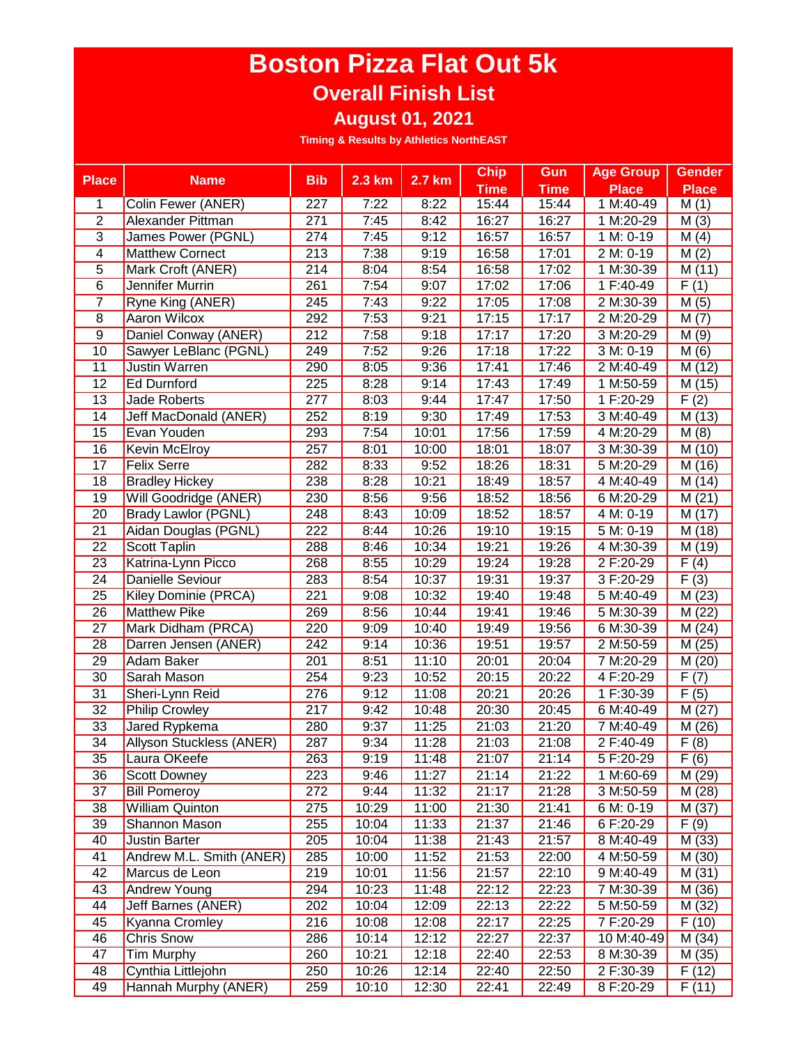# Boston Pizza Flat Out 5k

## Overall Finish List

### August 01, 2021

**Timing & Results by Athletics NorthEAST**

| Place | Name | Bib | 2.3 km | 2.7 km | Chip Time | Gun Time | Age Group Place | Gender Place |
|---|---|---|---|---|---|---|---|---|
| 1 | Colin Fewer (ANER) | 227 | 7:22 | 8:22 | 15:44 | 15:44 | 1 M:40-49 | M (1) |
| 2 | Alexander Pittman | 271 | 7:45 | 8:42 | 16:27 | 16:27 | 1 M:20-29 | M (3) |
| 3 | James Power (PGNL) | 274 | 7:45 | 9:12 | 16:57 | 16:57 | 1 M: 0-19 | M (4) |
| 4 | Matthew Cornect | 213 | 7:38 | 9:19 | 16:58 | 17:01 | 2 M: 0-19 | M (2) |
| 5 | Mark Croft (ANER) | 214 | 8:04 | 8:54 | 16:58 | 17:02 | 1 M:30-39 | M (11) |
| 6 | Jennifer Murrin | 261 | 7:54 | 9:07 | 17:02 | 17:06 | 1 F:40-49 | F (1) |
| 7 | Ryne King (ANER) | 245 | 7:43 | 9:22 | 17:05 | 17:08 | 2 M:30-39 | M (5) |
| 8 | Aaron Wilcox | 292 | 7:53 | 9:21 | 17:15 | 17:17 | 2 M:20-29 | M (7) |
| 9 | Daniel Conway (ANER) | 212 | 7:58 | 9:18 | 17:17 | 17:20 | 3 M:20-29 | M (9) |
| 10 | Sawyer LeBlanc (PGNL) | 249 | 7:52 | 9:26 | 17:18 | 17:22 | 3 M: 0-19 | M (6) |
| 11 | Justin Warren | 290 | 8:05 | 9:36 | 17:41 | 17:46 | 2 M:40-49 | M (12) |
| 12 | Ed Durnford | 225 | 8:28 | 9:14 | 17:43 | 17:49 | 1 M:50-59 | M (15) |
| 13 | Jade Roberts | 277 | 8:03 | 9:44 | 17:47 | 17:50 | 1 F:20-29 | F (2) |
| 14 | Jeff MacDonald (ANER) | 252 | 8:19 | 9:30 | 17:49 | 17:53 | 3 M:40-49 | M (13) |
| 15 | Evan Youden | 293 | 7:54 | 10:01 | 17:56 | 17:59 | 4 M:20-29 | M (8) |
| 16 | Kevin McElroy | 257 | 8:01 | 10:00 | 18:01 | 18:07 | 3 M:30-39 | M (10) |
| 17 | Felix Serre | 282 | 8:33 | 9:52 | 18:26 | 18:31 | 5 M:20-29 | M (16) |
| 18 | Bradley Hickey | 238 | 8:28 | 10:21 | 18:49 | 18:57 | 4 M:40-49 | M (14) |
| 19 | Will Goodridge (ANER) | 230 | 8:56 | 9:56 | 18:52 | 18:56 | 6 M:20-29 | M (21) |
| 20 | Brady Lawlor (PGNL) | 248 | 8:43 | 10:09 | 18:52 | 18:57 | 4 M: 0-19 | M (17) |
| 21 | Aidan Douglas (PGNL) | 222 | 8:44 | 10:26 | 19:10 | 19:15 | 5 M: 0-19 | M (18) |
| 22 | Scott Taplin | 288 | 8:46 | 10:34 | 19:21 | 19:26 | 4 M:30-39 | M (19) |
| 23 | Katrina-Lynn Picco | 268 | 8:55 | 10:29 | 19:24 | 19:28 | 2 F:20-29 | F (4) |
| 24 | Danielle Seviour | 283 | 8:54 | 10:37 | 19:31 | 19:37 | 3 F:20-29 | F (3) |
| 25 | Kiley Dominie (PRCA) | 221 | 9:08 | 10:32 | 19:40 | 19:48 | 5 M:40-49 | M (23) |
| 26 | Matthew Pike | 269 | 8:56 | 10:44 | 19:41 | 19:46 | 5 M:30-39 | M (22) |
| 27 | Mark Didham (PRCA) | 220 | 9:09 | 10:40 | 19:49 | 19:56 | 6 M:30-39 | M (24) |
| 28 | Darren Jensen (ANER) | 242 | 9:14 | 10:36 | 19:51 | 19:57 | 2 M:50-59 | M (25) |
| 29 | Adam Baker | 201 | 8:51 | 11:10 | 20:01 | 20:04 | 7 M:20-29 | M (20) |
| 30 | Sarah Mason | 254 | 9:23 | 10:52 | 20:15 | 20:22 | 4 F:20-29 | F (7) |
| 31 | Sheri-Lynn Reid | 276 | 9:12 | 11:08 | 20:21 | 20:26 | 1 F:30-39 | F (5) |
| 32 | Philip Crowley | 217 | 9:42 | 10:48 | 20:30 | 20:45 | 6 M:40-49 | M (27) |
| 33 | Jared Rypkema | 280 | 9:37 | 11:25 | 21:03 | 21:20 | 7 M:40-49 | M (26) |
| 34 | Allyson Stuckless (ANER) | 287 | 9:34 | 11:28 | 21:03 | 21:08 | 2 F:40-49 | F (8) |
| 35 | Laura OKeefe | 263 | 9:19 | 11:48 | 21:07 | 21:14 | 5 F:20-29 | F (6) |
| 36 | Scott Downey | 223 | 9:46 | 11:27 | 21:14 | 21:22 | 1 M:60-69 | M (29) |
| 37 | Bill Pomeroy | 272 | 9:44 | 11:32 | 21:17 | 21:28 | 3 M:50-59 | M (28) |
| 38 | William Quinton | 275 | 10:29 | 11:00 | 21:30 | 21:41 | 6 M: 0-19 | M (37) |
| 39 | Shannon Mason | 255 | 10:04 | 11:33 | 21:37 | 21:46 | 6 F:20-29 | F (9) |
| 40 | Justin Barter | 205 | 10:04 | 11:38 | 21:43 | 21:57 | 8 M:40-49 | M (33) |
| 41 | Andrew M.L. Smith (ANER) | 285 | 10:00 | 11:52 | 21:53 | 22:00 | 4 M:50-59 | M (30) |
| 42 | Marcus de Leon | 219 | 10:01 | 11:56 | 21:57 | 22:10 | 9 M:40-49 | M (31) |
| 43 | Andrew Young | 294 | 10:23 | 11:48 | 22:12 | 22:23 | 7 M:30-39 | M (36) |
| 44 | Jeff Barnes (ANER) | 202 | 10:04 | 12:09 | 22:13 | 22:22 | 5 M:50-59 | M (32) |
| 45 | Kyanna Cromley | 216 | 10:08 | 12:08 | 22:17 | 22:25 | 7 F:20-29 | F (10) |
| 46 | Chris Snow | 286 | 10:14 | 12:12 | 22:27 | 22:37 | 10 M:40-49 | M (34) |
| 47 | Tim Murphy | 260 | 10:21 | 12:18 | 22:40 | 22:53 | 8 M:30-39 | M (35) |
| 48 | Cynthia Littlejohn | 250 | 10:26 | 12:14 | 22:40 | 22:50 | 2 F:30-39 | F (12) |
| 49 | Hannah Murphy (ANER) | 259 | 10:10 | 12:30 | 22:41 | 22:49 | 8 F:20-29 | F (11) |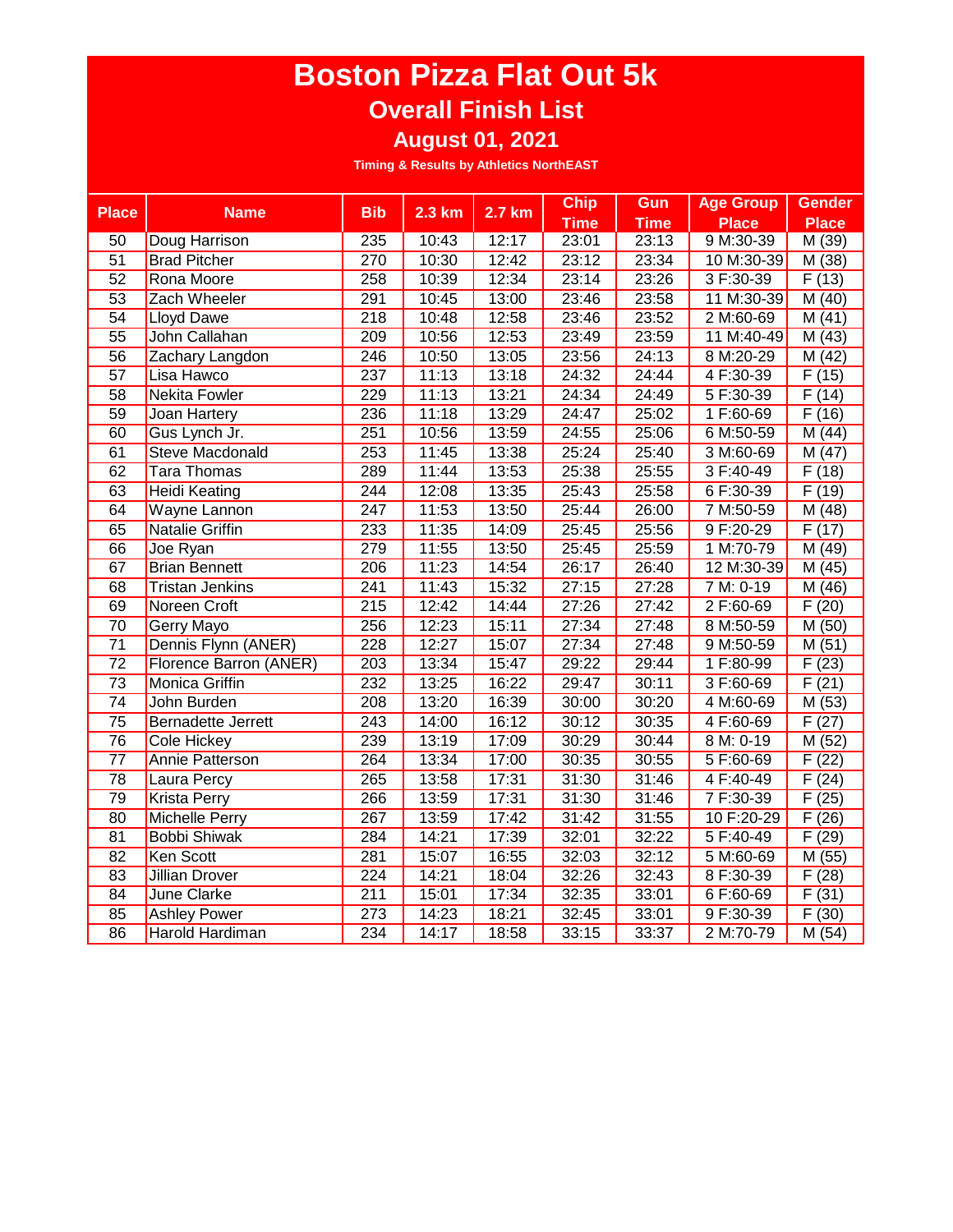# Boston Pizza Flat Out 5k

## Overall Finish List

### August 01, 2021

**Timing & Results by Athletics NorthEAST**

| Place | Name | Bib | 2.3 km | 2.7 km | Chip Time | Gun Time | Age Group Place | Gender Place |
|---|---|---|---|---|---|---|---|---|
| 50 | Doug Harrison | 235 | 10:43 | 12:17 | 23:01 | 23:13 | 9 M:30-39 | M (39) |
| 51 | Brad Pitcher | 270 | 10:30 | 12:42 | 23:12 | 23:34 | 10 M:30-39 | M (38) |
| 52 | Rona Moore | 258 | 10:39 | 12:34 | 23:14 | 23:26 | 3 F:30-39 | F (13) |
| 53 | Zach Wheeler | 291 | 10:45 | 13:00 | 23:46 | 23:58 | 11 M:30-39 | M (40) |
| 54 | Lloyd Dawe | 218 | 10:48 | 12:58 | 23:46 | 23:52 | 2 M:60-69 | M (41) |
| 55 | John Callahan | 209 | 10:56 | 12:53 | 23:49 | 23:59 | 11 M:40-49 | M (43) |
| 56 | Zachary Langdon | 246 | 10:50 | 13:05 | 23:56 | 24:13 | 8 M:20-29 | M (42) |
| 57 | Lisa Hawco | 237 | 11:13 | 13:18 | 24:32 | 24:44 | 4 F:30-39 | F (15) |
| 58 | Nekita Fowler | 229 | 11:13 | 13:21 | 24:34 | 24:49 | 5 F:30-39 | F (14) |
| 59 | Joan Hartery | 236 | 11:18 | 13:29 | 24:47 | 25:02 | 1 F:60-69 | F (16) |
| 60 | Gus Lynch Jr. | 251 | 10:56 | 13:59 | 24:55 | 25:06 | 6 M:50-59 | M (44) |
| 61 | Steve Macdonald | 253 | 11:45 | 13:38 | 25:24 | 25:40 | 3 M:60-69 | M (47) |
| 62 | Tara Thomas | 289 | 11:44 | 13:53 | 25:38 | 25:55 | 3 F:40-49 | F (18) |
| 63 | Heidi Keating | 244 | 12:08 | 13:35 | 25:43 | 25:58 | 6 F:30-39 | F (19) |
| 64 | Wayne Lannon | 247 | 11:53 | 13:50 | 25:44 | 26:00 | 7 M:50-59 | M (48) |
| 65 | Natalie Griffin | 233 | 11:35 | 14:09 | 25:45 | 25:56 | 9 F:20-29 | F (17) |
| 66 | Joe Ryan | 279 | 11:55 | 13:50 | 25:45 | 25:59 | 1 M:70-79 | M (49) |
| 67 | Brian Bennett | 206 | 11:23 | 14:54 | 26:17 | 26:40 | 12 M:30-39 | M (45) |
| 68 | Tristan Jenkins | 241 | 11:43 | 15:32 | 27:15 | 27:28 | 7 M: 0-19 | M (46) |
| 69 | Noreen Croft | 215 | 12:42 | 14:44 | 27:26 | 27:42 | 2 F:60-69 | F (20) |
| 70 | Gerry Mayo | 256 | 12:23 | 15:11 | 27:34 | 27:48 | 8 M:50-59 | M (50) |
| 71 | Dennis Flynn (ANER) | 228 | 12:27 | 15:07 | 27:34 | 27:48 | 9 M:50-59 | M (51) |
| 72 | Florence Barron (ANER) | 203 | 13:34 | 15:47 | 29:22 | 29:44 | 1 F:80-99 | F (23) |
| 73 | Monica Griffin | 232 | 13:25 | 16:22 | 29:47 | 30:11 | 3 F:60-69 | F (21) |
| 74 | John Burden | 208 | 13:20 | 16:39 | 30:00 | 30:20 | 4 M:60-69 | M (53) |
| 75 | Bernadette Jerrett | 243 | 14:00 | 16:12 | 30:12 | 30:35 | 4 F:60-69 | F (27) |
| 76 | Cole Hickey | 239 | 13:19 | 17:09 | 30:29 | 30:44 | 8 M: 0-19 | M (52) |
| 77 | Annie Patterson | 264 | 13:34 | 17:00 | 30:35 | 30:55 | 5 F:60-69 | F (22) |
| 78 | Laura Percy | 265 | 13:58 | 17:31 | 31:30 | 31:46 | 4 F:40-49 | F (24) |
| 79 | Krista Perry | 266 | 13:59 | 17:31 | 31:30 | 31:46 | 7 F:30-39 | F (25) |
| 80 | Michelle Perry | 267 | 13:59 | 17:42 | 31:42 | 31:55 | 10 F:20-29 | F (26) |
| 81 | Bobbi Shiwak | 284 | 14:21 | 17:39 | 32:01 | 32:22 | 5 F:40-49 | F (29) |
| 82 | Ken Scott | 281 | 15:07 | 16:55 | 32:03 | 32:12 | 5 M:60-69 | M (55) |
| 83 | Jillian Drover | 224 | 14:21 | 18:04 | 32:26 | 32:43 | 8 F:30-39 | F (28) |
| 84 | June Clarke | 211 | 15:01 | 17:34 | 32:35 | 33:01 | 6 F:60-69 | F (31) |
| 85 | Ashley Power | 273 | 14:23 | 18:21 | 32:45 | 33:01 | 9 F:30-39 | F (30) |
| 86 | Harold Hardiman | 234 | 14:17 | 18:58 | 33:15 | 33:37 | 2 M:70-79 | M (54) |